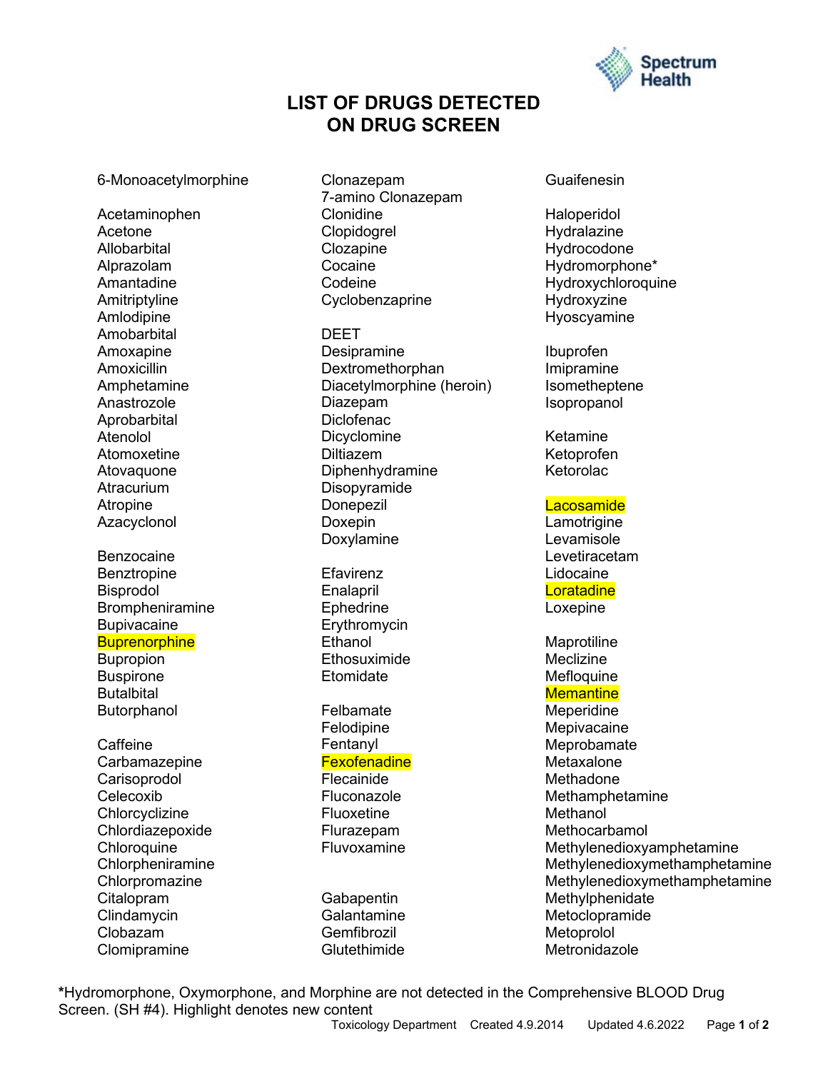# LIST OF DRUGS DETECTED ON DRUG SCREEN

6-Monoacetylmorphine

Acetaminophen
Acetone
Allobarbital
Alprazolam
Amantadine
Amitriptyline
Amlodipine
Amobarbital
Amoxapine
Amoxicillin
Amphetamine
Anastrozole
Aprobarbital
Atenolol
Atomoxetine
Atovaquone
Atracurium
Atropine
Azacyclonol

Benzocaine
Benztropine
Bisprodol
Brompheniramine
Bupivacaine
Buprenorphine
Bupropion
Buspirone
Butalbital
Butorphanol

Caffeine
Carbamazepine
Carisoprodol
Celecoxib
Chlorcyclizine
Chlordiazepoxide
Chloroquine
Chlorpheniramine
Chlorpromazine
Citalopram
Clindamycin
Clobazam
Clomipramine
Clonazepam
7-amino Clonazepam
Clonidine
Clopidogrel
Clozapine
Cocaine
Codeine
Cyclobenzaprine

DEET
Desipramine
Dextromethorphan
Diacetylmorphine (heroin)
Diazepam
Diclofenac
Dicyclomine
Diltiazem
Diphenhydramine
Disopyramide
Donepezil
Doxepin
Doxylamine

Efavirenz
Enalapril
Ephedrine
Erythromycin
Ethanol
Ethosuximide
Etomidate

Felbamate
Felodipine
Fentanyl
Fexofenadine
Flecainide
Fluconazole
Fluoxetine
Flurazepam
Fluvoxamine

Gabapentin
Galantamine
Gemfibrozil
Glutethimide
Guaifenesin

Haloperidol
Hydralazine
Hydrocodone
Hydromorphone*
Hydroxychloroquine
Hydroxyzine
Hyoscyamine

Ibuprofen
Imipramine
Isometheptene
Isopropanol

Ketamine
Ketoprofen
Ketorolac

Lacosamide
Lamotrigine
Levamisole
Levetiracetam
Lidocaine
Loratadine
Loxepine

Maprotiline
Meclizine
Mefloquine
Memantine
Meperidine
Mepivacaine
Meprobamate
Metaxalone
Methadone
Methamphetamine
Methanol
Methocarbamol
Methylenedioxyamphetamine
Methylenedioxymethamphetamine
Methylenedioxymethamphetamine
Methylphenidate
Metoclopramide
Metoprolol
Metronidazole

*Hydromorphone, Oxymorphone, and Morphine are not detected in the Comprehensive BLOOD Drug Screen. (SH #4). Highlight denotes new content

Toxicology Department  Created 4.9.2014  Updated 4.6.2022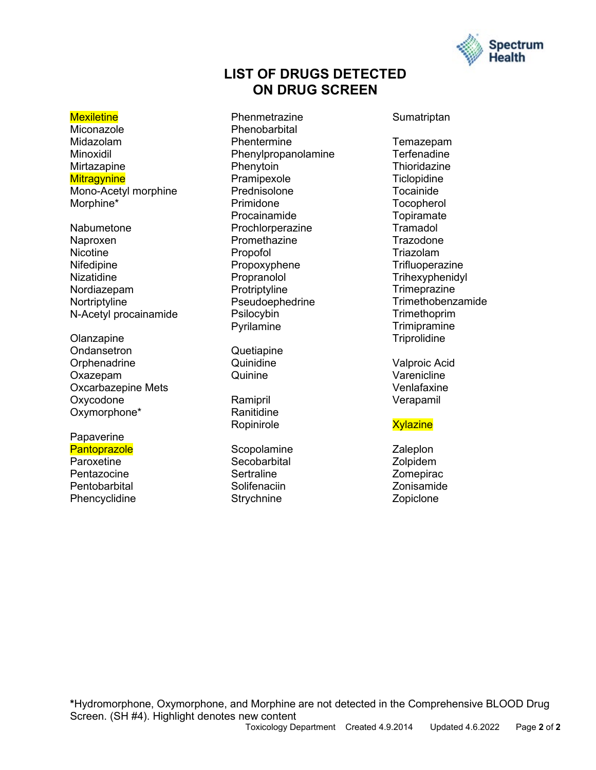# LIST OF DRUGS DETECTED ON DRUG SCREEN

Mexiletine
Miconazole
Midazolam
Minoxidil
Mirtazapine
Mitragynine
Mono-Acetyl morphine
Morphine*

Nabumetone
Naproxen
Nicotine
Nifedipine
Nizatidine
Nordiazepam
Nortriptyline
N-Acetyl procainamide

Olanzapine
Ondansetron
Orphenadrine
Oxazepam
Oxcarbazepine Mets
Oxycodone
Oxymorphone*

Papaverine
Pantoprazole
Paroxetine
Pentazocine
Pentobarbital
Phencyclidine
Phenmetrazine
Phenobarbital
Phentermine
Phenylpropanolamine
Phenytoin
Pramipexole
Prednisolone
Primidone
Procainamide
Prochlorperazine
Promethazine
Propofol
Propoxyphene
Propranolol
Protriptyline
Pseudoephedrine
Psilocybin
Pyrilamine

Quetiapine
Quinidine
Quinine

Ramipril
Ranitidine
Ropinirole

Scopolamine
Secobarbital
Sertraline
Solifenaciin
Strychnine
Sumatriptan

Temazepam
Terfenadine
Thioridazine
Ticlopidine
Tocainide
Tocopherol
Topiramate
Tramadol
Trazodone
Triazolam
Trifluoperazine
Trihexyphenidyl
Trimeprazine
Trimethobenzamide
Trimethoprim
Trimipramine
Triprolidine

Valproic Acid
Varenicline
Venlafaxine
Verapamil

Xylazine

Zaleplon
Zolpidem
Zomepirac
Zonisamide
Zopiclone

*Hydromorphone, Oxymorphone, and Morphine are not detected in the Comprehensive BLOOD Drug Screen. (SH #4). Highlight denotes new content

Toxicology Department Created 4.9.2014 Updated 4.6.2022